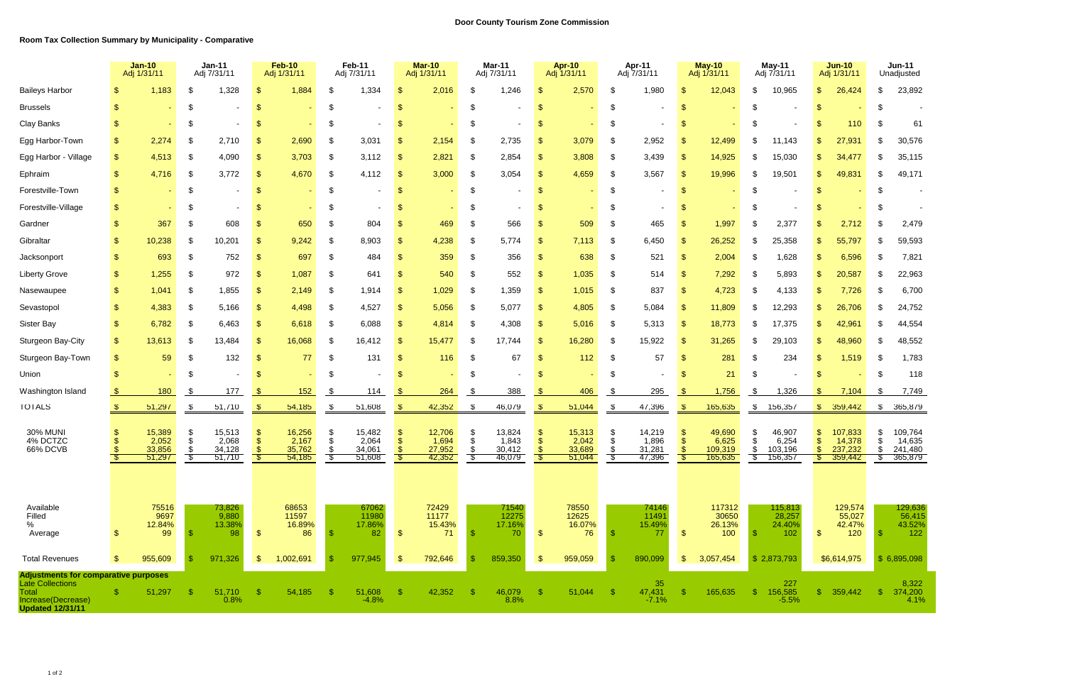**Door County Tourism Zone Commission**

**Room Tax Collection Summary by Municipality - Comparative**

| | Jan-10 Adj 1/31/11 | Jan-11 Adj 7/31/11 | Feb-10 Adj 1/31/11 | Feb-11 Adj 7/31/11 | Mar-10 Adj 1/31/11 | Mar-11 Adj 7/31/11 | Apr-10 Adj 1/31/11 | Apr-11 Adj 7/31/11 | May-10 Adj 1/31/11 | May-11 Adj 7/31/11 | Jun-10 Adj 1/31/11 | Jun-11 Unadjusted |
|---|---|---|---|---|---|---|---|---|---|---|---|---|
| Baileys Harbor | $ 1,183 | $ 1,328 | $ 1,884 | $ 1,334 | $ 2,016 | $ 1,246 | $ 2,570 | $ 1,980 | $ 12,043 | $ 10,965 | $ 26,424 | $ 23,892 |
| Brussels | $ - | $ - | $ - | $ - | $ - | $ - | $ - | $ - | $ - | $ - | $ - | $ - |
| Clay Banks | $ - | $ - | $ - | $ - | $ - | $ - | $ - | $ - | $ - | $ - | $ 110 | $ 61 |
| Egg Harbor-Town | $ 2,274 | $ 2,710 | $ 2,690 | $ 3,031 | $ 2,154 | $ 2,735 | $ 3,079 | $ 2,952 | $ 12,499 | $ 11,143 | $ 27,931 | $ 30,576 |
| Egg Harbor - Village | $ 4,513 | $ 4,090 | $ 3,703 | $ 3,112 | $ 2,821 | $ 2,854 | $ 3,808 | $ 3,439 | $ 14,925 | $ 15,030 | $ 34,477 | $ 35,115 |
| Ephraim | $ 4,716 | $ 3,772 | $ 4,670 | $ 4,112 | $ 3,000 | $ 3,054 | $ 4,659 | $ 3,567 | $ 19,996 | $ 19,501 | $ 49,831 | $ 49,171 |
| Forestville-Town | $ - | $ - | $ - | $ - | $ - | $ - | $ - | $ - | $ - | $ - | $ - | $ - |
| Forestville-Village | $ - | $ - | $ - | $ - | $ - | $ - | $ - | $ - | $ - | $ - | $ - | $ - |
| Gardner | $ 367 | $ 608 | $ 650 | $ 804 | $ 469 | $ 566 | $ 509 | $ 465 | $ 1,997 | $ 2,377 | $ 2,712 | $ 2,479 |
| Gibraltar | $ 10,238 | $ 10,201 | $ 9,242 | $ 8,903 | $ 4,238 | $ 5,774 | $ 7,113 | $ 6,450 | $ 26,252 | $ 25,358 | $ 55,797 | $ 59,593 |
| Jacksonport | $ 693 | $ 752 | $ 697 | $ 484 | $ 359 | $ 356 | $ 638 | $ 521 | $ 2,004 | $ 1,628 | $ 6,596 | $ 7,821 |
| Liberty Grove | $ 1,255 | $ 972 | $ 1,087 | $ 641 | $ 540 | $ 552 | $ 1,035 | $ 514 | $ 7,292 | $ 5,893 | $ 20,587 | $ 22,963 |
| Nasewaupee | $ 1,041 | $ 1,855 | $ 2,149 | $ 1,914 | $ 1,029 | $ 1,359 | $ 1,015 | $ 837 | $ 4,723 | $ 4,133 | $ 7,726 | $ 6,700 |
| Sevastopol | $ 4,383 | $ 5,166 | $ 4,498 | $ 4,527 | $ 5,056 | $ 5,077 | $ 4,805 | $ 5,084 | $ 11,809 | $ 12,293 | $ 26,706 | $ 24,752 |
| Sister Bay | $ 6,782 | $ 6,463 | $ 6,618 | $ 6,088 | $ 4,814 | $ 4,308 | $ 5,016 | $ 5,313 | $ 18,773 | $ 17,375 | $ 42,961 | $ 44,554 |
| Sturgeon Bay-City | $ 13,613 | $ 13,484 | $ 16,068 | $ 16,412 | $ 15,477 | $ 17,744 | $ 16,280 | $ 15,922 | $ 31,265 | $ 29,103 | $ 48,960 | $ 48,552 |
| Sturgeon Bay-Town | $ 59 | $ 132 | $ 77 | $ 131 | $ 116 | $ 67 | $ 112 | $ 57 | $ 281 | $ 234 | $ 1,519 | $ 1,783 |
| Union | $ - | $ - | $ - | $ - | $ - | $ - | $ - | $ - | $ 21 | $ - | $ - | $ 118 |
| Washington Island | $ 180 | $ 177 | $ 152 | $ 114 | $ 264 | $ 388 | $ 406 | $ 295 | $ 1,756 | $ 1,326 | $ 7,104 | $ 7,749 |
| TOTALS | $ 51,297 | $ 51,710 | $ 54,185 | $ 51,608 | $ 42,352 | $ 46,079 | $ 51,044 | $ 47,396 | $ 165,635 | $ 156,357 | $ 359,442 | $ 365,879 |
| 30% MUNI | $ 15,389 | $ 15,513 | $ 16,256 | $ 15,482 | $ 12,706 | $ 13,824 | $ 15,313 | $ 14,219 | $ 49,690 | $ 46,907 | $ 107,833 | $ 109,764 |
| 4% DCTZC | $ 2,052 | $ 2,068 | $ 2,167 | $ 2,064 | $ 1,694 | $ 1,843 | $ 2,042 | $ 1,896 | $ 6,625 | $ 6,254 | $ 14,378 | $ 14,635 |
| 66% DCVB | $ 33,856 | $ 34,128 | $ 35,762 | $ 34,061 | $ 27,952 | $ 30,412 | $ 33,689 | $ 31,281 | $ 109,319 | $ 103,196 | $ 237,232 | $ 241,480 |
| | $ 51,297 | $ 51,710 | $ 54,185 | $ 51,608 | $ 42,352 | $ 46,079 | $ 51,044 | $ 47,396 | $ 165,635 | $ 156,357 | $ 359,442 | $ 365,879 |
| Available | 75516 | 73,826 | 68653 | 67062 | 72429 | 71540 | 78550 | 74146 | 117312 | 115,813 | 129,574 | 129,636 |
| Filled | 9697 | 9,880 | 11597 | 11980 | 11177 | 12275 | 12625 | 11491 | 30650 | 28,257 | 55,027 | 56,415 |
| % | 12.84% | 13.38% | 16.89% | 17.86% | 15.43% | 17.16% | 16.07% | 15.49% | 26.13% | 24.40% | 42.47% | 43.52% |
| Average | $ 99 | $ 98 | $ 86 | $ 82 | $ 71 | $ 70 | $ 76 | $ 77 | $ 100 | $ 102 | $ 120 | $ 122 |
| Total Revenues | $ 955,609 | $ 971,326 | $ 1,002,691 | $ 977,945 | $ 792,646 | $ 859,350 | $ 959,059 | $ 890,099 | $ 3,057,454 | $ 2,873,793 | $6,614,975 | $ 6,895,098 |
| **Adjustments for comparative purposes** | | | | | | | | | | | | |
| Late Collections | | | | | | | | 35 | | 227 | | 8,322 |
| Total | $ 51,297 | $ 51,710 | $ 54,185 | $ 51,608 | $ 42,352 | $ 46,079 | $ 51,044 | $ 47,431 | $ 165,635 | $ 156,585 | $ 359,442 | $ 374,200 |
| Increase(Decrease) | | 0.8% | | -4.8% | | 8.8% | | -7.1% | | -5.5% | | 4.1% |
| **Updated 12/31/11** | | | | | | | | | | | | |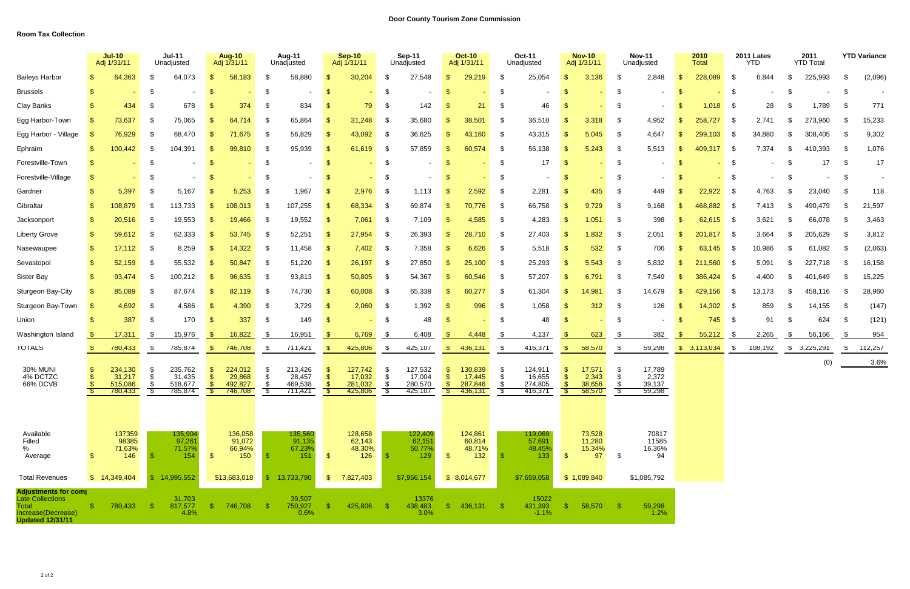**Door County Tourism Zone Commission**

**Room Tax Collection**

| | Jul-10 Adj 1/31/11 | Jul-11 Unadjusted | Aug-10 Adj 1/31/11 | Aug-11 Unadjusted | Sep-10 Adj 1/31/11 | Sep-11 Unadjusted | Oct-10 Adj 1/31/11 | Oct-11 Unadjusted | Nov-10 Adj 1/31/11 | Nov-11 Unadjusted | 2010 Total | 2011 Lates YTD | 2011 YTD Total | YTD Variance |
|---|---|---|---|---|---|---|---|---|---|---|---|---|---|---|
| Baileys Harbor | $ 64,363 | $ 64,073 | $ 58,183 | $ 58,880 | $ 30,204 | $ 27,548 | $ 29,219 | $ 25,054 | $ 3,136 | $ 2,848 | $ 228,089 | $ 6,844 | $ 225,993 | $ (2,096) |
| Brussels | $ - | $ - | $ - | $ - | $ - | $ - | $ - | $ - | $ - | $ - | $ - | $ - | $ - | $ - |
| Clay Banks | $ 434 | $ 678 | $ 374 | $ 834 | $ 79 | $ 142 | $ 21 | $ 46 | $ - | $ - | $ 1,018 | $ 28 | $ 1,789 | $ 771 |
| Egg Harbor-Town | $ 73,637 | $ 75,065 | $ 64,714 | $ 65,864 | $ 31,248 | $ 35,680 | $ 38,501 | $ 36,510 | $ 3,318 | $ 4,952 | $ 258,727 | $ 2,741 | $ 273,960 | $ 15,233 |
| Egg Harbor - Village | $ 76,929 | $ 68,470 | $ 71,675 | $ 56,829 | $ 43,092 | $ 36,625 | $ 43,160 | $ 43,315 | $ 5,045 | $ 4,647 | $ 299,103 | $ 34,880 | $ 308,405 | $ 9,302 |
| Ephraim | $ 100,442 | $ 104,391 | $ 99,810 | $ 95,939 | $ 61,619 | $ 57,859 | $ 60,574 | $ 56,138 | $ 5,243 | $ 5,513 | $ 409,317 | $ 7,374 | $ 410,393 | $ 1,076 |
| Forestville-Town | $ - | $ - | $ - | $ - | $ - | $ - | $ - | $ 17 | $ - | $ - | $ - | $ - | $ 17 | $ 17 |
| Forestville-Village | $ - | $ - | $ - | $ - | $ - | $ - | $ - | $ - | $ - | $ - | $ - | $ - | $ - | $ - |
| Gardner | $ 5,397 | $ 5,167 | $ 5,253 | $ 1,967 | $ 2,976 | $ 1,113 | $ 2,592 | $ 2,281 | $ 435 | $ 449 | $ 22,922 | $ 4,763 | $ 23,040 | $ 118 |
| Gibraltar | $ 108,879 | $ 113,733 | $ 108,013 | $ 107,255 | $ 68,334 | $ 69,874 | $ 70,776 | $ 66,758 | $ 9,729 | $ 9,168 | $ 468,882 | $ 7,413 | $ 490,479 | $ 21,597 |
| Jacksonport | $ 20,516 | $ 19,553 | $ 19,466 | $ 19,552 | $ 7,061 | $ 7,109 | $ 4,585 | $ 4,283 | $ 1,051 | $ 398 | $ 62,615 | $ 3,621 | $ 66,078 | $ 3,463 |
| Liberty Grove | $ 59,612 | $ 62,333 | $ 53,745 | $ 52,251 | $ 27,954 | $ 26,393 | $ 28,710 | $ 27,403 | $ 1,832 | $ 2,051 | $ 201,817 | $ 3,664 | $ 205,629 | $ 3,812 |
| Nasewaupee | $ 17,112 | $ 8,259 | $ 14,322 | $ 11,458 | $ 7,402 | $ 7,358 | $ 6,626 | $ 5,518 | $ 532 | $ 706 | $ 63,145 | $ 10,986 | $ 61,082 | $ (2,063) |
| Sevastopol | $ 52,159 | $ 55,532 | $ 50,847 | $ 51,220 | $ 26,197 | $ 27,850 | $ 25,100 | $ 25,293 | $ 5,543 | $ 5,832 | $ 211,560 | $ 5,091 | $ 227,718 | $ 16,158 |
| Sister Bay | $ 93,474 | $ 100,212 | $ 96,635 | $ 93,813 | $ 50,805 | $ 54,367 | $ 60,546 | $ 57,207 | $ 6,791 | $ 7,549 | $ 386,424 | $ 4,400 | $ 401,649 | $ 15,225 |
| Sturgeon Bay-City | $ 85,089 | $ 87,674 | $ 82,119 | $ 74,730 | $ 60,008 | $ 65,338 | $ 60,277 | $ 61,304 | $ 14,981 | $ 14,679 | $ 429,156 | $ 13,173 | $ 458,116 | $ 28,960 |
| Sturgeon Bay-Town | $ 4,692 | $ 4,586 | $ 4,390 | $ 3,729 | $ 2,060 | $ 1,392 | $ 996 | $ 1,058 | $ 312 | $ 126 | $ 14,302 | $ 859 | $ 14,155 | $ (147) |
| Union | $ 387 | $ 170 | $ 337 | $ 149 | $ - | $ 48 | $ - | $ 48 | $ - | $ - | $ 745 | $ 91 | $ 624 | $ (121) |
| Washington Island | $ 17,311 | $ 15,976 | $ 16,822 | $ 16,951 | $ 6,769 | $ 6,408 | $ 4,448 | $ 4,137 | $ 623 | $ 382 | $ 55,212 | $ 2,265 | $ 56,166 | $ 954 |
| TOTALS | $ 780,433 | $ 785,874 | $ 746,708 | $ 711,421 | $ 425,806 | $ 425,107 | $ 436,131 | $ 416,371 | $ 58,570 | $ 59,298 | $ 3,113,034 | $ 108,192 | $ 3,225,291 | $ 112,257 |
| | | | | | | | | | | | | | (0) | 3.6% |
| 30% MUNI | $ 234,130 | $ 235,762 | $ 224,012 | $ 213,426 | $ 127,742 | $ 127,532 | $ 130,839 | $ 124,911 | $ 17,571 | $ 17,789 | | | | |
| 4% DCTZC | $ 31,217 | $ 31,435 | $ 29,868 | $ 28,457 | $ 17,032 | $ 17,004 | $ 17,445 | $ 16,655 | $ 2,343 | $ 2,372 | | | | |
| 66% DCVB | $ 515,086 | $ 518,677 | $ 492,827 | $ 469,538 | $ 281,032 | $ 280,570 | $ 287,846 | $ 274,805 | $ 38,656 | $ 39,137 | | | | |
| | $ 780,433 | $ 785,874 | $ 746,708 | $ 711,421 | $ 425,806 | $ 425,107 | $ 436,131 | $ 416,371 | $ 58,570 | $ 59,298 | | | | |
| Available | 137359 | 135,904 | 136,058 | 135,560 | 128,658 | 122,409 | 124,861 | 119,069 | 73,528 | 70817 | | | | |
| Filled | 98385 | 97,261 | 91,072 | 91,135 | 62,143 | 62,151 | 60,814 | 57,691 | 11,280 | 11585 | | | | |
| % | 71.63% | 71.57% | 66.94% | 67.23% | 48.30% | 50.77% | 48.71% | 48.45% | 15.34% | 16.36% | | | | |
| Average | $ 146 | $ 154 | $ 150 | $ 151 | $ 126 | $ 129 | $ 132 | $ 133 | $ 97 | $ 94 | | | | |
| Total Revenues | $ 14,349,404 | $ 14,995,552 | $13,683,018 | $ 13,733,790 | $ 7,827,403 | $7,956,154 | $ 8,014,677 | $7,659,058 | $ 1,089,840 | $1,085,792 | | | | |
| **Adjustments for comp** | | | | | | | | | | | | | | |
| Late Collections | | 31,703 | | 39,507 | | 13376 | | 15022 | | | | | | |
| Total | $ 780,433 | $ 817,577 | $ 746,708 | $ 750,927 | $ 425,806 | $ 438,483 | $ 436,131 | $ 431,393 | $ 58,570 | $ 59,298 | | | | |
| Increase(Decrease) | | 4.8% | | 0.6% | | 3.0% | | -1.1% | | 1.2% | | | | |
| **Updated 12/31/11** | | | | | | | | | | | | | | |